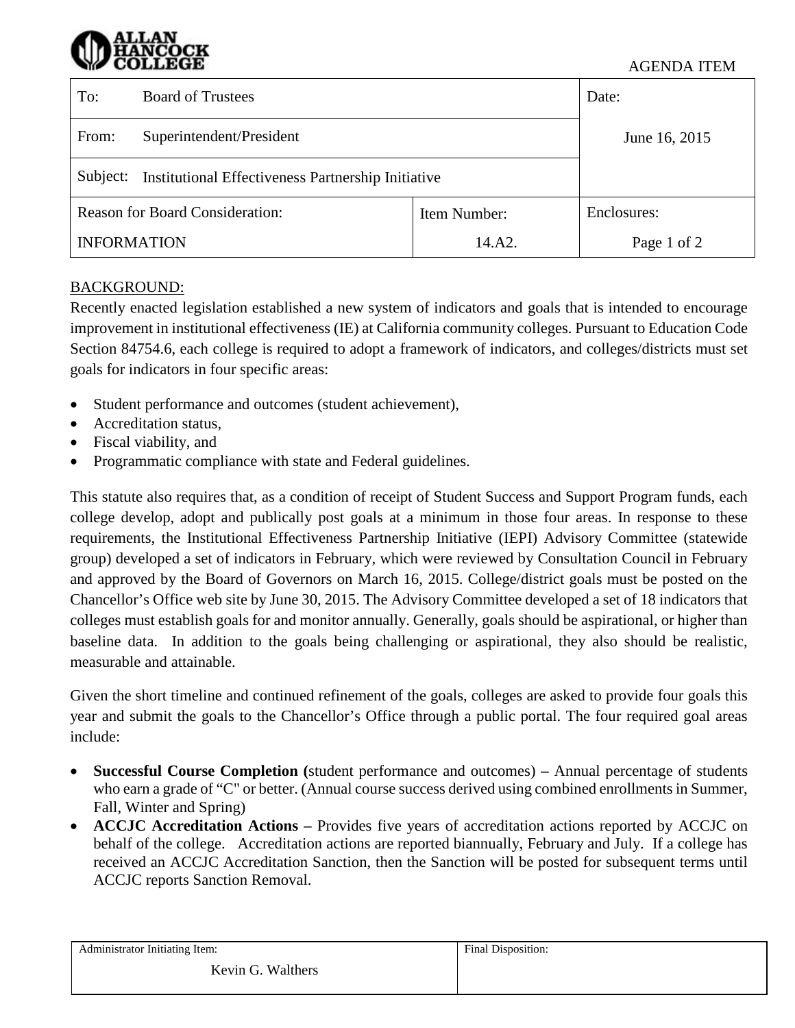ALLAN HANCOCK COLLEGE

AGENDA ITEM

| To: Board of Trustees | | Date: |
|---|---|---|
| From: Superintendent/President | | June 16, 2015 |
| Subject: Institutional Effectiveness Partnership Initiative | | |
| Reason for Board Consideration: | Item Number: | Enclosures: |
| INFORMATION | 14.A2. | Page 1 of 2 |

BACKGROUND:

Recently enacted legislation established a new system of indicators and goals that is intended to encourage improvement in institutional effectiveness (IE) at California community colleges. Pursuant to Education Code Section 84754.6, each college is required to adopt a framework of indicators, and colleges/districts must set goals for indicators in four specific areas:

- Student performance and outcomes (student achievement),
- Accreditation status,
- Fiscal viability, and
- Programmatic compliance with state and Federal guidelines.

This statute also requires that, as a condition of receipt of Student Success and Support Program funds, each college develop, adopt and publically post goals at a minimum in those four areas. In response to these requirements, the Institutional Effectiveness Partnership Initiative (IEPI) Advisory Committee (statewide group) developed a set of indicators in February, which were reviewed by Consultation Council in February and approved by the Board of Governors on March 16, 2015. College/district goals must be posted on the Chancellor's Office web site by June 30, 2015. The Advisory Committee developed a set of 18 indicators that colleges must establish goals for and monitor annually. Generally, goals should be aspirational, or higher than baseline data. In addition to the goals being challenging or aspirational, they also should be realistic, measurable and attainable.

Given the short timeline and continued refinement of the goals, colleges are asked to provide four goals this year and submit the goals to the Chancellor's Office through a public portal. The four required goal areas include:

- **Successful Course Completion (**student performance and outcomes) **–** Annual percentage of students who earn a grade of "C" or better. (Annual course success derived using combined enrollments in Summer, Fall, Winter and Spring)
- **ACCJC Accreditation Actions –** Provides five years of accreditation actions reported by ACCJC on behalf of the college. Accreditation actions are reported biannually, February and July. If a college has received an ACCJC Accreditation Sanction, then the Sanction will be posted for subsequent terms until ACCJC reports Sanction Removal.

| Administrator Initiating Item: | Final Disposition: |
|---|---|
| Kevin G. Walthers | |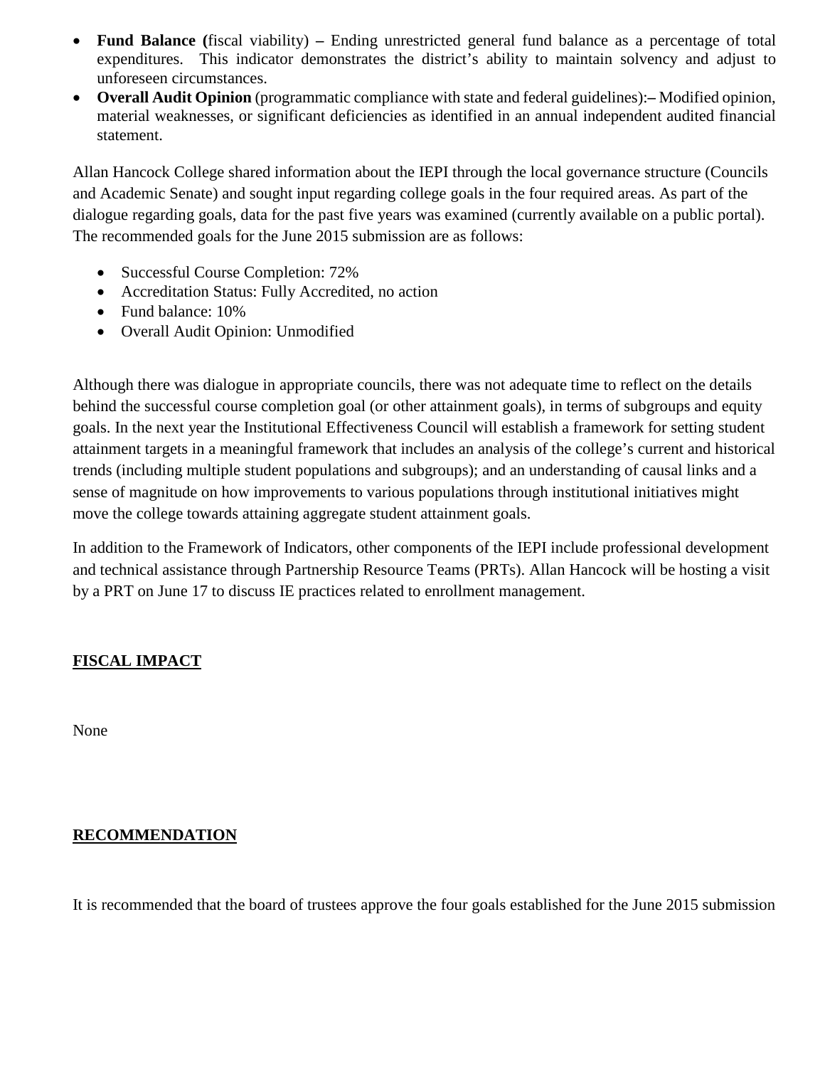- **Fund Balance (**fiscal viability) **–** Ending unrestricted general fund balance as a percentage of total expenditures. This indicator demonstrates the district's ability to maintain solvency and adjust to unforeseen circumstances.
- **Overall Audit Opinion** (programmatic compliance with state and federal guidelines):**–** Modified opinion, material weaknesses, or significant deficiencies as identified in an annual independent audited financial statement.

Allan Hancock College shared information about the IEPI through the local governance structure (Councils and Academic Senate) and sought input regarding college goals in the four required areas. As part of the dialogue regarding goals, data for the past five years was examined (currently available on a public portal). The recommended goals for the June 2015 submission are as follows:

- Successful Course Completion: 72%
- Accreditation Status: Fully Accredited, no action
- Fund balance: 10%
- Overall Audit Opinion: Unmodified

Although there was dialogue in appropriate councils, there was not adequate time to reflect on the details behind the successful course completion goal (or other attainment goals), in terms of subgroups and equity goals. In the next year the Institutional Effectiveness Council will establish a framework for setting student attainment targets in a meaningful framework that includes an analysis of the college's current and historical trends (including multiple student populations and subgroups); and an understanding of causal links and a sense of magnitude on how improvements to various populations through institutional initiatives might move the college towards attaining aggregate student attainment goals.

In addition to the Framework of Indicators, other components of the IEPI include professional development and technical assistance through Partnership Resource Teams (PRTs). Allan Hancock will be hosting a visit by a PRT on June 17 to discuss IE practices related to enrollment management.

## FISCAL IMPACT

None

## RECOMMENDATION

It is recommended that the board of trustees approve the four goals established for the June 2015 submission